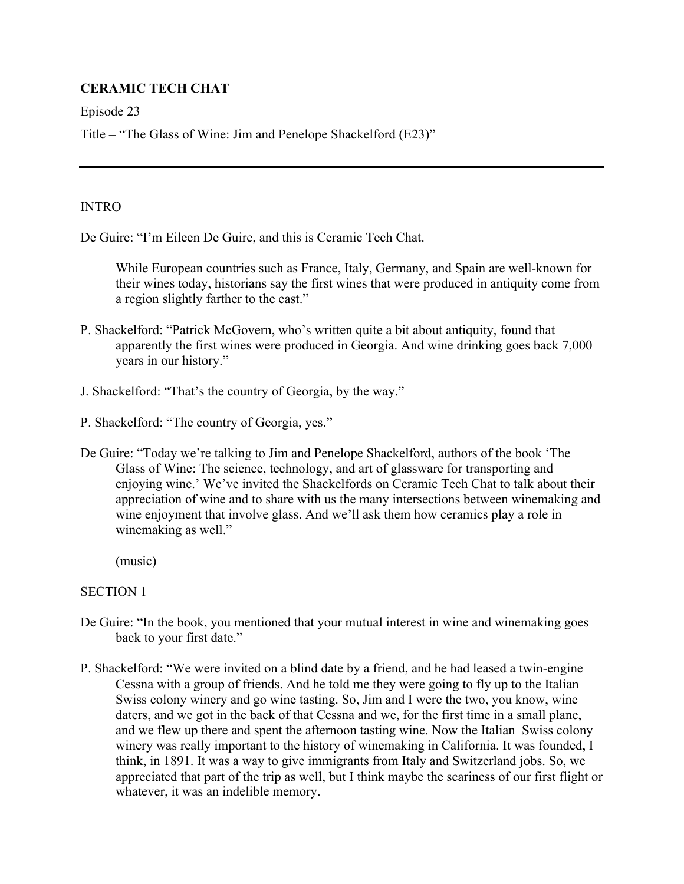**CERAMIC TECH CHAT**

Episode 23

Title – "The Glass of Wine: Jim and Penelope Shackelford (E23)"

---

INTRO

De Guire: "I'm Eileen De Guire, and this is Ceramic Tech Chat.

> While European countries such as France, Italy, Germany, and Spain are well-known for their wines today, historians say the first wines that were produced in antiquity come from a region slightly farther to the east."

P. Shackelford: "Patrick McGovern, who's written quite a bit about antiquity, found that apparently the first wines were produced in Georgia. And wine drinking goes back 7,000 years in our history."

J. Shackelford: "That's the country of Georgia, by the way."

P. Shackelford: "The country of Georgia, yes."

De Guire: "Today we're talking to Jim and Penelope Shackelford, authors of the book 'The Glass of Wine: The science, technology, and art of glassware for transporting and enjoying wine.' We've invited the Shackelfords on Ceramic Tech Chat to talk about their appreciation of wine and to share with us the many intersections between winemaking and wine enjoyment that involve glass. And we'll ask them how ceramics play a role in winemaking as well."

> (music)

SECTION 1

De Guire: "In the book, you mentioned that your mutual interest in wine and winemaking goes back to your first date."

P. Shackelford: "We were invited on a blind date by a friend, and he had leased a twin-engine Cessna with a group of friends. And he told me they were going to fly up to the Italian–Swiss colony winery and go wine tasting. So, Jim and I were the two, you know, wine daters, and we got in the back of that Cessna and we, for the first time in a small plane, and we flew up there and spent the afternoon tasting wine. Now the Italian–Swiss colony winery was really important to the history of winemaking in California. It was founded, I think, in 1891. It was a way to give immigrants from Italy and Switzerland jobs. So, we appreciated that part of the trip as well, but I think maybe the scariness of our first flight or whatever, it was an indelible memory.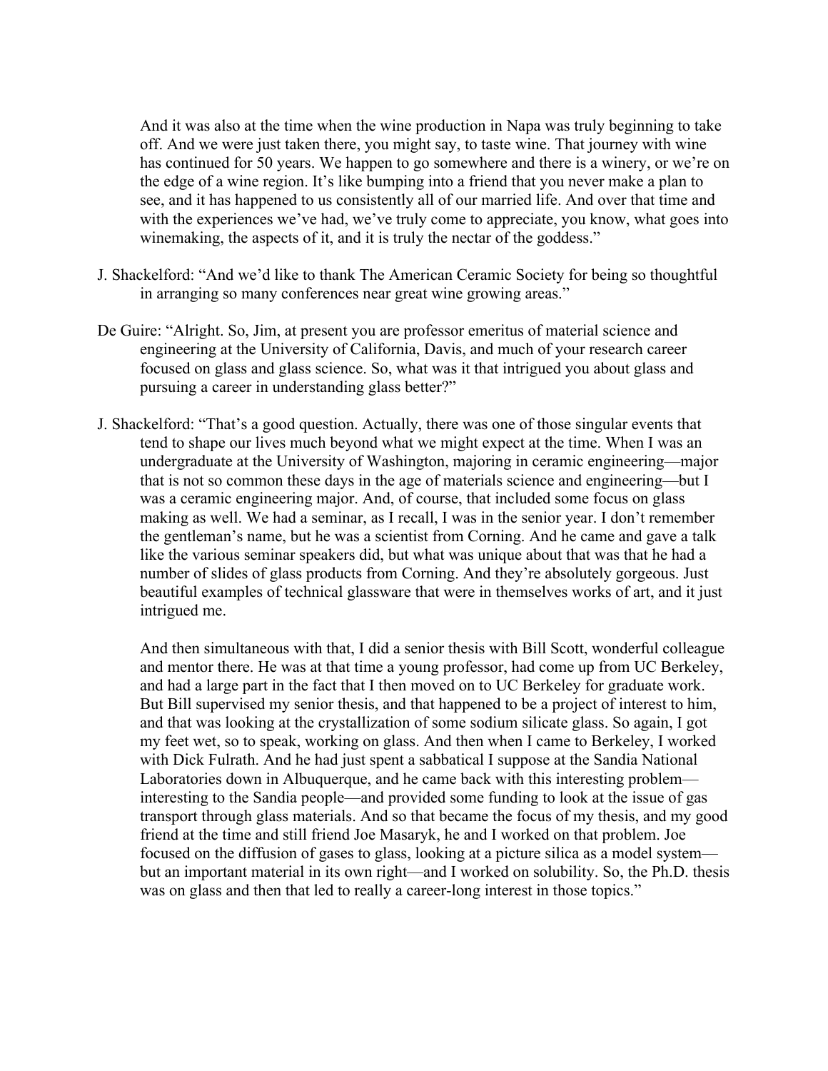And it was also at the time when the wine production in Napa was truly beginning to take off. And we were just taken there, you might say, to taste wine. That journey with wine has continued for 50 years. We happen to go somewhere and there is a winery, or we're on the edge of a wine region. It's like bumping into a friend that you never make a plan to see, and it has happened to us consistently all of our married life. And over that time and with the experiences we've had, we've truly come to appreciate, you know, what goes into winemaking, the aspects of it, and it is truly the nectar of the goddess."

J. Shackelford: "And we'd like to thank The American Ceramic Society for being so thoughtful in arranging so many conferences near great wine growing areas."

De Guire: "Alright. So, Jim, at present you are professor emeritus of material science and engineering at the University of California, Davis, and much of your research career focused on glass and glass science. So, what was it that intrigued you about glass and pursuing a career in understanding glass better?"

J. Shackelford: "That's a good question. Actually, there was one of those singular events that tend to shape our lives much beyond what we might expect at the time. When I was an undergraduate at the University of Washington, majoring in ceramic engineering—major that is not so common these days in the age of materials science and engineering—but I was a ceramic engineering major. And, of course, that included some focus on glass making as well. We had a seminar, as I recall, I was in the senior year. I don't remember the gentleman's name, but he was a scientist from Corning. And he came and gave a talk like the various seminar speakers did, but what was unique about that was that he had a number of slides of glass products from Corning. And they're absolutely gorgeous. Just beautiful examples of technical glassware that were in themselves works of art, and it just intrigued me.

And then simultaneous with that, I did a senior thesis with Bill Scott, wonderful colleague and mentor there. He was at that time a young professor, had come up from UC Berkeley, and had a large part in the fact that I then moved on to UC Berkeley for graduate work. But Bill supervised my senior thesis, and that happened to be a project of interest to him, and that was looking at the crystallization of some sodium silicate glass. So again, I got my feet wet, so to speak, working on glass. And then when I came to Berkeley, I worked with Dick Fulrath. And he had just spent a sabbatical I suppose at the Sandia National Laboratories down in Albuquerque, and he came back with this interesting problem—interesting to the Sandia people—and provided some funding to look at the issue of gas transport through glass materials. And so that became the focus of my thesis, and my good friend at the time and still friend Joe Masaryk, he and I worked on that problem. Joe focused on the diffusion of gases to glass, looking at a picture silica as a model system—but an important material in its own right—and I worked on solubility. So, the Ph.D. thesis was on glass and then that led to really a career-long interest in those topics."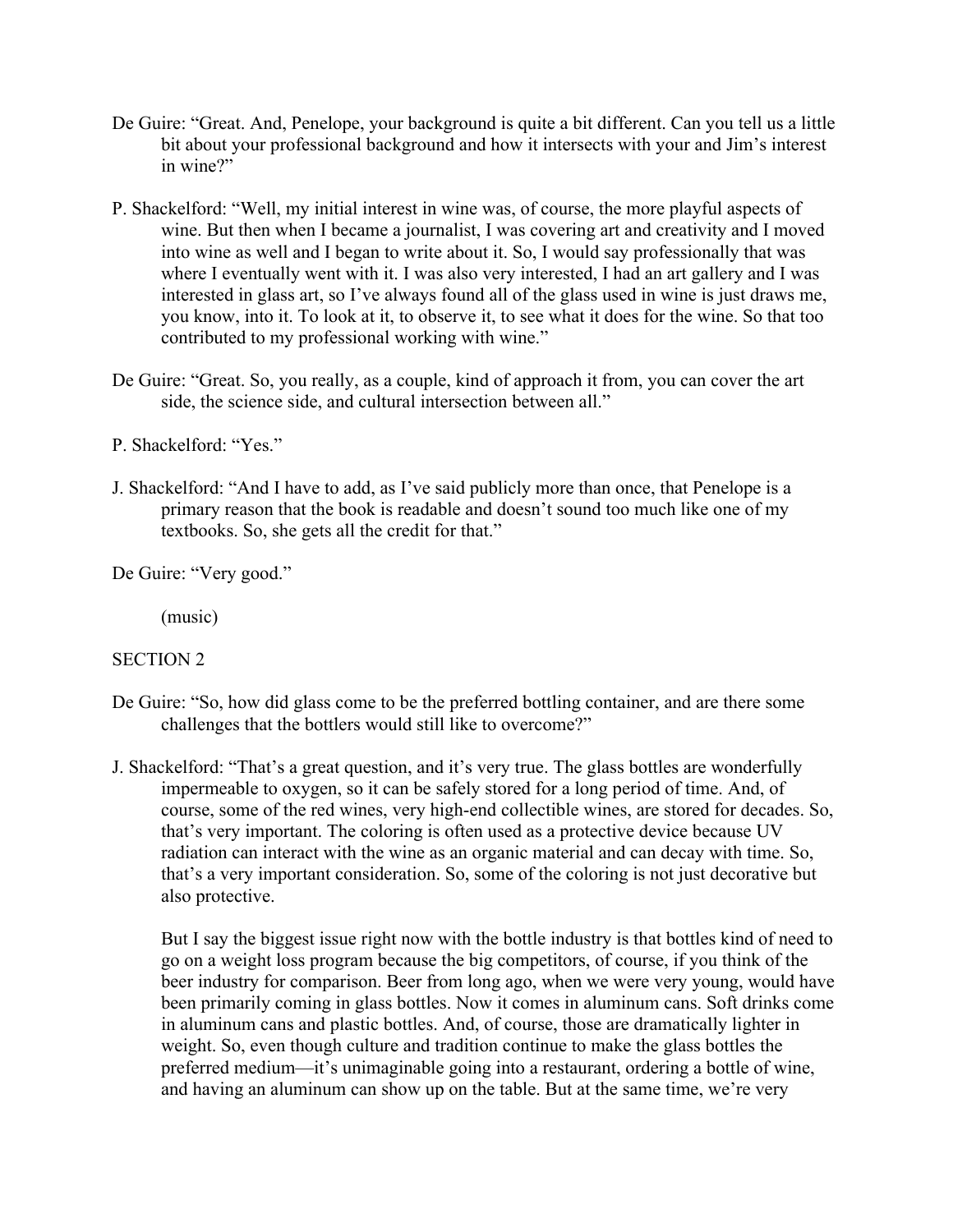De Guire: "Great. And, Penelope, your background is quite a bit different. Can you tell us a little bit about your professional background and how it intersects with your and Jim's interest in wine?"

P. Shackelford: "Well, my initial interest in wine was, of course, the more playful aspects of wine. But then when I became a journalist, I was covering art and creativity and I moved into wine as well and I began to write about it. So, I would say professionally that was where I eventually went with it. I was also very interested, I had an art gallery and I was interested in glass art, so I've always found all of the glass used in wine is just draws me, you know, into it. To look at it, to observe it, to see what it does for the wine. So that too contributed to my professional working with wine."

De Guire: "Great. So, you really, as a couple, kind of approach it from, you can cover the art side, the science side, and cultural intersection between all."

P. Shackelford: "Yes."

J. Shackelford: "And I have to add, as I've said publicly more than once, that Penelope is a primary reason that the book is readable and doesn't sound too much like one of my textbooks. So, she gets all the credit for that."

De Guire: "Very good."

(music)

SECTION 2

De Guire: "So, how did glass come to be the preferred bottling container, and are there some challenges that the bottlers would still like to overcome?"

J. Shackelford: "That's a great question, and it's very true. The glass bottles are wonderfully impermeable to oxygen, so it can be safely stored for a long period of time. And, of course, some of the red wines, very high-end collectible wines, are stored for decades. So, that's very important. The coloring is often used as a protective device because UV radiation can interact with the wine as an organic material and can decay with time. So, that's a very important consideration. So, some of the coloring is not just decorative but also protective.

But I say the biggest issue right now with the bottle industry is that bottles kind of need to go on a weight loss program because the big competitors, of course, if you think of the beer industry for comparison. Beer from long ago, when we were very young, would have been primarily coming in glass bottles. Now it comes in aluminum cans. Soft drinks come in aluminum cans and plastic bottles. And, of course, those are dramatically lighter in weight. So, even though culture and tradition continue to make the glass bottles the preferred medium—it's unimaginable going into a restaurant, ordering a bottle of wine, and having an aluminum can show up on the table. But at the same time, we're very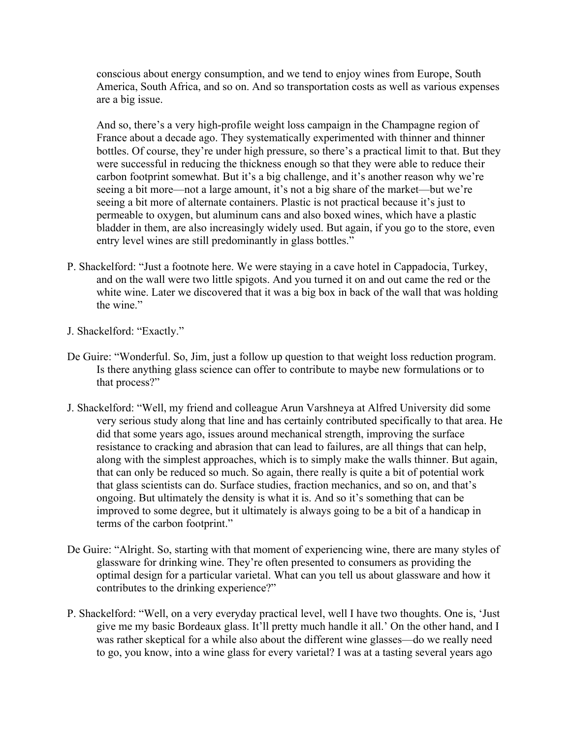conscious about energy consumption, and we tend to enjoy wines from Europe, South America, South Africa, and so on. And so transportation costs as well as various expenses are a big issue.

And so, there's a very high-profile weight loss campaign in the Champagne region of France about a decade ago. They systematically experimented with thinner and thinner bottles. Of course, they're under high pressure, so there's a practical limit to that. But they were successful in reducing the thickness enough so that they were able to reduce their carbon footprint somewhat. But it's a big challenge, and it's another reason why we're seeing a bit more—not a large amount, it's not a big share of the market—but we're seeing a bit more of alternate containers. Plastic is not practical because it's just to permeable to oxygen, but aluminum cans and also boxed wines, which have a plastic bladder in them, are also increasingly widely used. But again, if you go to the store, even entry level wines are still predominantly in glass bottles."

P. Shackelford: "Just a footnote here. We were staying in a cave hotel in Cappadocia, Turkey, and on the wall were two little spigots. And you turned it on and out came the red or the white wine. Later we discovered that it was a big box in back of the wall that was holding the wine."

J. Shackelford: "Exactly."

De Guire: "Wonderful. So, Jim, just a follow up question to that weight loss reduction program. Is there anything glass science can offer to contribute to maybe new formulations or to that process?"

J. Shackelford: "Well, my friend and colleague Arun Varshneya at Alfred University did some very serious study along that line and has certainly contributed specifically to that area. He did that some years ago, issues around mechanical strength, improving the surface resistance to cracking and abrasion that can lead to failures, are all things that can help, along with the simplest approaches, which is to simply make the walls thinner. But again, that can only be reduced so much. So again, there really is quite a bit of potential work that glass scientists can do. Surface studies, fraction mechanics, and so on, and that's ongoing. But ultimately the density is what it is. And so it's something that can be improved to some degree, but it ultimately is always going to be a bit of a handicap in terms of the carbon footprint."

De Guire: "Alright. So, starting with that moment of experiencing wine, there are many styles of glassware for drinking wine. They're often presented to consumers as providing the optimal design for a particular varietal. What can you tell us about glassware and how it contributes to the drinking experience?"

P. Shackelford: "Well, on a very everyday practical level, well I have two thoughts. One is, 'Just give me my basic Bordeaux glass. It'll pretty much handle it all.' On the other hand, and I was rather skeptical for a while also about the different wine glasses—do we really need to go, you know, into a wine glass for every varietal? I was at a tasting several years ago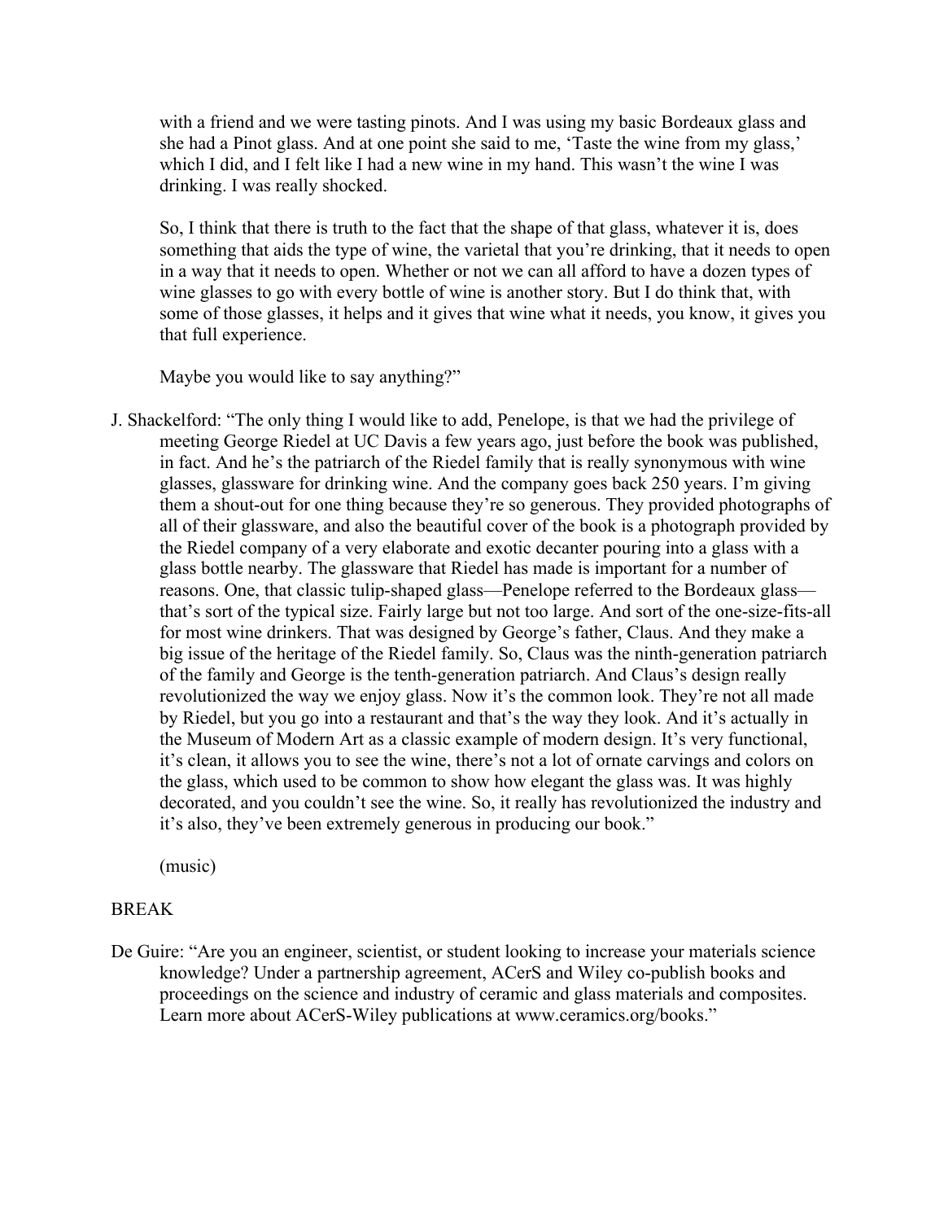with a friend and we were tasting pinots. And I was using my basic Bordeaux glass and she had a Pinot glass. And at one point she said to me, 'Taste the wine from my glass,' which I did, and I felt like I had a new wine in my hand. This wasn't the wine I was drinking. I was really shocked.

So, I think that there is truth to the fact that the shape of that glass, whatever it is, does something that aids the type of wine, the varietal that you're drinking, that it needs to open in a way that it needs to open. Whether or not we can all afford to have a dozen types of wine glasses to go with every bottle of wine is another story. But I do think that, with some of those glasses, it helps and it gives that wine what it needs, you know, it gives you that full experience.

Maybe you would like to say anything?"

J. Shackelford: "The only thing I would like to add, Penelope, is that we had the privilege of meeting George Riedel at UC Davis a few years ago, just before the book was published, in fact. And he's the patriarch of the Riedel family that is really synonymous with wine glasses, glassware for drinking wine. And the company goes back 250 years. I'm giving them a shout-out for one thing because they're so generous. They provided photographs of all of their glassware, and also the beautiful cover of the book is a photograph provided by the Riedel company of a very elaborate and exotic decanter pouring into a glass with a glass bottle nearby. The glassware that Riedel has made is important for a number of reasons. One, that classic tulip-shaped glass—Penelope referred to the Bordeaux glass—that's sort of the typical size. Fairly large but not too large. And sort of the one-size-fits-all for most wine drinkers. That was designed by George's father, Claus. And they make a big issue of the heritage of the Riedel family. So, Claus was the ninth-generation patriarch of the family and George is the tenth-generation patriarch. And Claus's design really revolutionized the way we enjoy glass. Now it's the common look. They're not all made by Riedel, but you go into a restaurant and that's the way they look. And it's actually in the Museum of Modern Art as a classic example of modern design. It's very functional, it's clean, it allows you to see the wine, there's not a lot of ornate carvings and colors on the glass, which used to be common to show how elegant the glass was. It was highly decorated, and you couldn't see the wine. So, it really has revolutionized the industry and it's also, they've been extremely generous in producing our book."

(music)

BREAK

De Guire: "Are you an engineer, scientist, or student looking to increase your materials science knowledge? Under a partnership agreement, ACerS and Wiley co-publish books and proceedings on the science and industry of ceramic and glass materials and composites. Learn more about ACerS-Wiley publications at www.ceramics.org/books."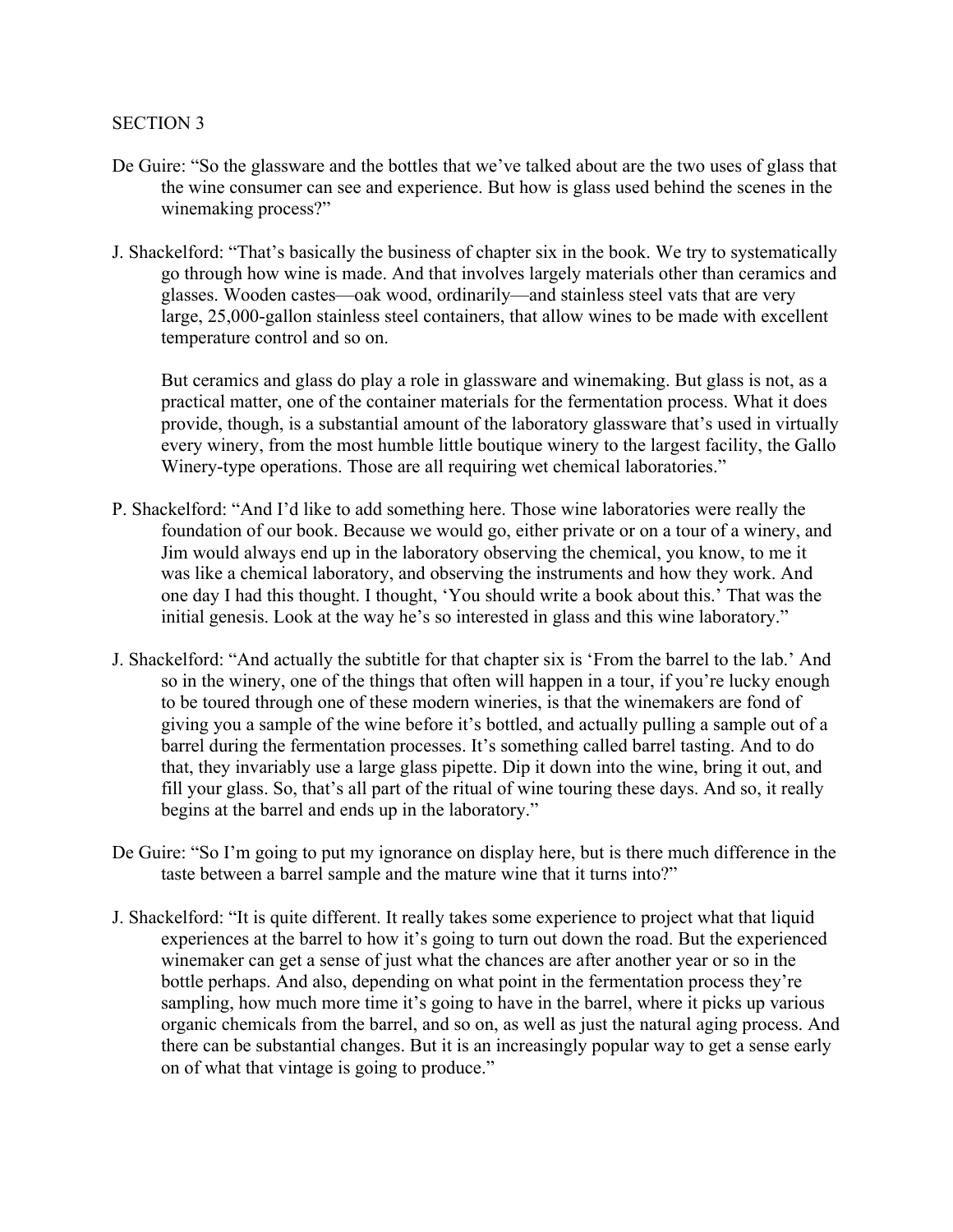SECTION 3

De Guire: "So the glassware and the bottles that we've talked about are the two uses of glass that the wine consumer can see and experience. But how is glass used behind the scenes in the winemaking process?"

J. Shackelford: "That's basically the business of chapter six in the book. We try to systematically go through how wine is made. And that involves largely materials other than ceramics and glasses. Wooden castes—oak wood, ordinarily—and stainless steel vats that are very large, 25,000-gallon stainless steel containers, that allow wines to be made with excellent temperature control and so on.

But ceramics and glass do play a role in glassware and winemaking. But glass is not, as a practical matter, one of the container materials for the fermentation process. What it does provide, though, is a substantial amount of the laboratory glassware that's used in virtually every winery, from the most humble little boutique winery to the largest facility, the Gallo Winery-type operations. Those are all requiring wet chemical laboratories."

P. Shackelford: "And I'd like to add something here. Those wine laboratories were really the foundation of our book. Because we would go, either private or on a tour of a winery, and Jim would always end up in the laboratory observing the chemical, you know, to me it was like a chemical laboratory, and observing the instruments and how they work. And one day I had this thought. I thought, 'You should write a book about this.' That was the initial genesis. Look at the way he's so interested in glass and this wine laboratory."

J. Shackelford: "And actually the subtitle for that chapter six is 'From the barrel to the lab.' And so in the winery, one of the things that often will happen in a tour, if you're lucky enough to be toured through one of these modern wineries, is that the winemakers are fond of giving you a sample of the wine before it's bottled, and actually pulling a sample out of a barrel during the fermentation processes. It's something called barrel tasting. And to do that, they invariably use a large glass pipette. Dip it down into the wine, bring it out, and fill your glass. So, that's all part of the ritual of wine touring these days. And so, it really begins at the barrel and ends up in the laboratory."

De Guire: "So I'm going to put my ignorance on display here, but is there much difference in the taste between a barrel sample and the mature wine that it turns into?"

J. Shackelford: "It is quite different. It really takes some experience to project what that liquid experiences at the barrel to how it's going to turn out down the road. But the experienced winemaker can get a sense of just what the chances are after another year or so in the bottle perhaps. And also, depending on what point in the fermentation process they're sampling, how much more time it's going to have in the barrel, where it picks up various organic chemicals from the barrel, and so on, as well as just the natural aging process. And there can be substantial changes. But it is an increasingly popular way to get a sense early on of what that vintage is going to produce."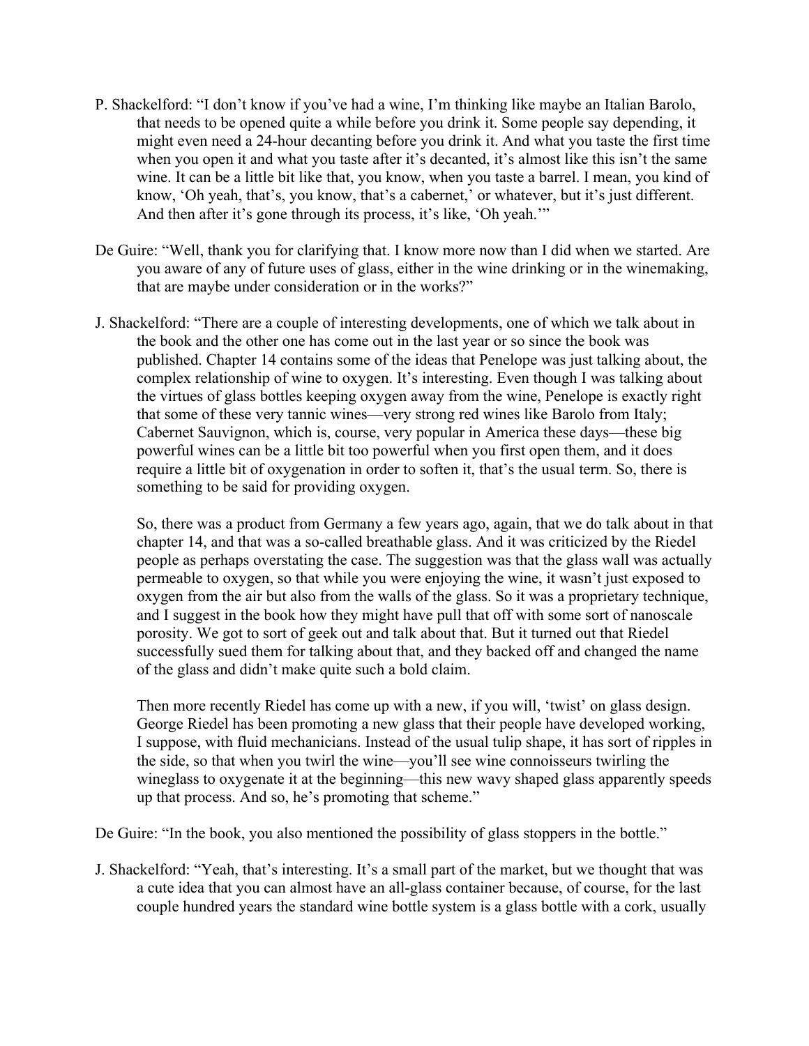P. Shackelford: "I don't know if you've had a wine, I'm thinking like maybe an Italian Barolo, that needs to be opened quite a while before you drink it. Some people say depending, it might even need a 24-hour decanting before you drink it. And what you taste the first time when you open it and what you taste after it's decanted, it's almost like this isn't the same wine. It can be a little bit like that, you know, when you taste a barrel. I mean, you kind of know, 'Oh yeah, that's, you know, that's a cabernet,' or whatever, but it's just different. And then after it's gone through its process, it's like, 'Oh yeah.'"

De Guire: "Well, thank you for clarifying that. I know more now than I did when we started. Are you aware of any of future uses of glass, either in the wine drinking or in the winemaking, that are maybe under consideration or in the works?"

J. Shackelford: "There are a couple of interesting developments, one of which we talk about in the book and the other one has come out in the last year or so since the book was published. Chapter 14 contains some of the ideas that Penelope was just talking about, the complex relationship of wine to oxygen. It's interesting. Even though I was talking about the virtues of glass bottles keeping oxygen away from the wine, Penelope is exactly right that some of these very tannic wines—very strong red wines like Barolo from Italy; Cabernet Sauvignon, which is, course, very, very popular in America these days—these big powerful wines can be a little bit too powerful when you first open them, and it does require a little bit of oxygenation in order to soften it, that's the usual term. So, there is something to be said for providing oxygen.

So, there was a product from Germany a few years ago, again, that we do talk about in that chapter 14, and that was a so-called breathable glass. And it was criticized by the Riedel people as perhaps overstating the case. The suggestion was that the glass wall was actually permeable to oxygen, so that while you were enjoying the wine, it wasn't just exposed to oxygen from the air but also from the walls of the glass. So it was a proprietary technique, and I suggest in the book how they might have pull that off with some sort of nanoscale porosity. We got to sort of geek out and talk about that. But it turned out that Riedel successfully sued them for talking about that, and they backed off and changed the name of the glass and didn't make quite such a bold claim.

Then more recently Riedel has come up with a new, if you will, 'twist' on glass design. George Riedel has been promoting a new glass that their people have developed working, I suppose, with fluid mechanicians. Instead of the usual tulip shape, it has sort of ripples in the side, so that when you twirl the wine—you'll see wine connoisseurs twirling the wineglass to oxygenate it at the beginning—this new wavy shaped glass apparently speeds up that process. And so, he's promoting that scheme."

De Guire: "In the book, you also mentioned the possibility of glass stoppers in the bottle."

J. Shackelford: "Yeah, that's interesting. It's a small part of the market, but we thought that was a cute idea that you can almost have an all-glass container because, of course, for the last couple hundred years the standard wine bottle system is a glass bottle with a cork, usually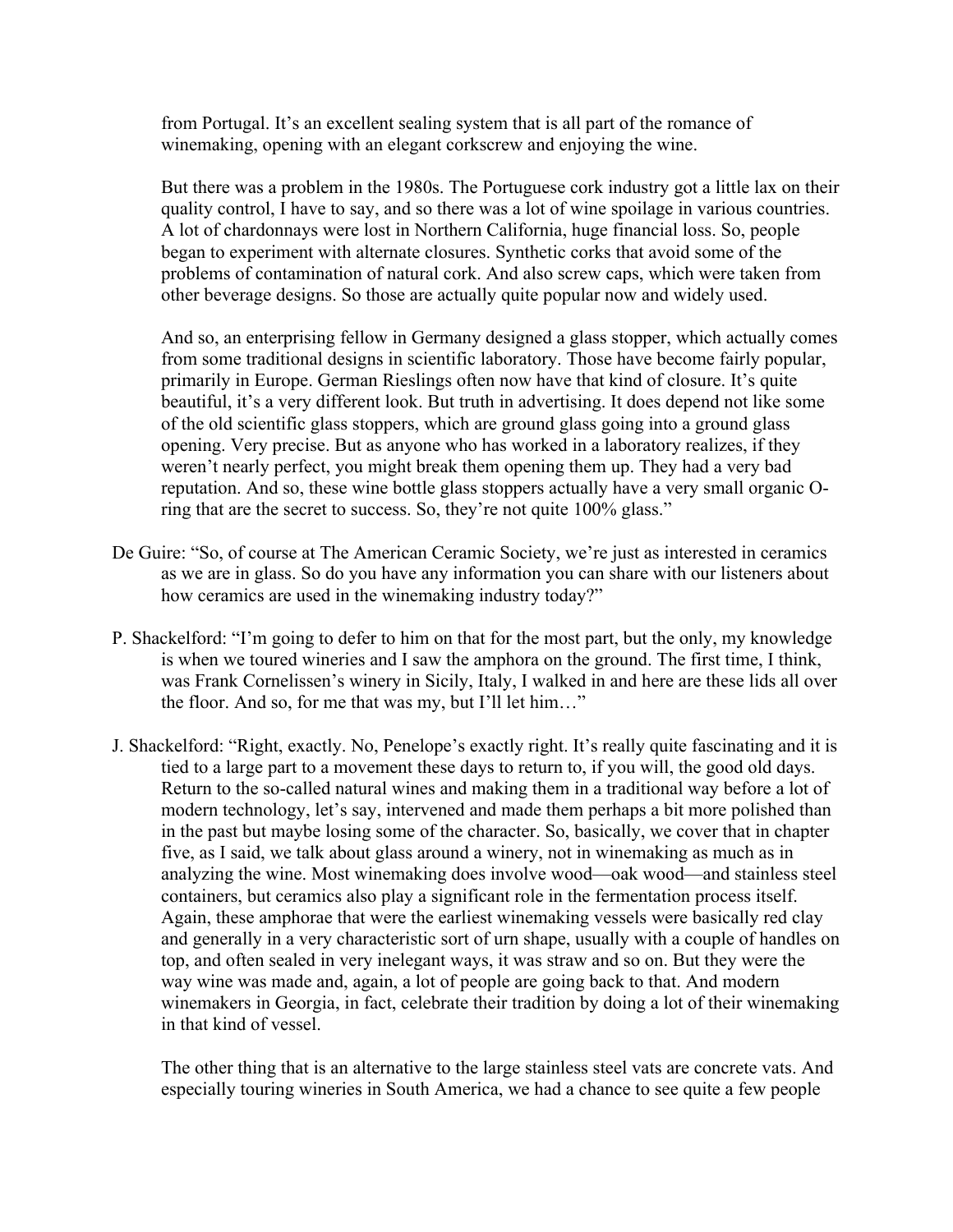from Portugal. It's an excellent sealing system that is all part of the romance of winemaking, opening with an elegant corkscrew and enjoying the wine.

But there was a problem in the 1980s. The Portuguese cork industry got a little lax on their quality control, I have to say, and so there was a lot of wine spoilage in various countries. A lot of chardonnays were lost in Northern California, huge financial loss. So, people began to experiment with alternate closures. Synthetic corks that avoid some of the problems of contamination of natural cork. And also screw caps, which were taken from other beverage designs. So those are actually quite popular now and widely used.

And so, an enterprising fellow in Germany designed a glass stopper, which actually comes from some traditional designs in scientific laboratory. Those have become fairly popular, primarily in Europe. German Rieslings often now have that kind of closure. It's quite beautiful, it's a very different look. But truth in advertising. It does depend not like some of the old scientific glass stoppers, which are ground glass going into a ground glass opening. Very precise. But as anyone who has worked in a laboratory realizes, if they weren't nearly perfect, you might break them opening them up. They had a very bad reputation. And so, these wine bottle glass stoppers actually have a very small organic O-ring that are the secret to success. So, they're not quite 100% glass."

De Guire: "So, of course at The American Ceramic Society, we're just as interested in ceramics as we are in glass. So do you have any information you can share with our listeners about how ceramics are used in the winemaking industry today?"

P. Shackelford: "I'm going to defer to him on that for the most part, but the only, my knowledge is when we toured wineries and I saw the amphora on the ground. The first time, I think, was Frank Cornelissen's winery in Sicily, Italy, I walked in and here are these lids all over the floor. And so, for me that was my, but I'll let him…"

J. Shackelford: "Right, exactly. No, Penelope's exactly right. It's really quite fascinating and it is tied to a large part to a movement these days to return to, if you will, the good old days. Return to the so-called natural wines and making them in a traditional way before a lot of modern technology, let's say, intervened and made them perhaps a bit more polished than in the past but maybe losing some of the character. So, basically, we cover that in chapter five, as I said, we talk about glass around a winery, not in winemaking as much as in analyzing the wine. Most winemaking does involve wood—oak wood—and stainless steel containers, but ceramics also play a significant role in the fermentation process itself. Again, these amphorae that were the earliest winemaking vessels were basically red clay and generally in a very characteristic sort of urn shape, usually with a couple of handles on top, and often sealed in very inelegant ways, it was straw and so on. But they were the way wine was made and, again, a lot of people are going back to that. And modern winemakers in Georgia, in fact, celebrate their tradition by doing a lot of their winemaking in that kind of vessel.

The other thing that is an alternative to the large stainless steel vats are concrete vats. And especially touring wineries in South America, we had a chance to see quite a few people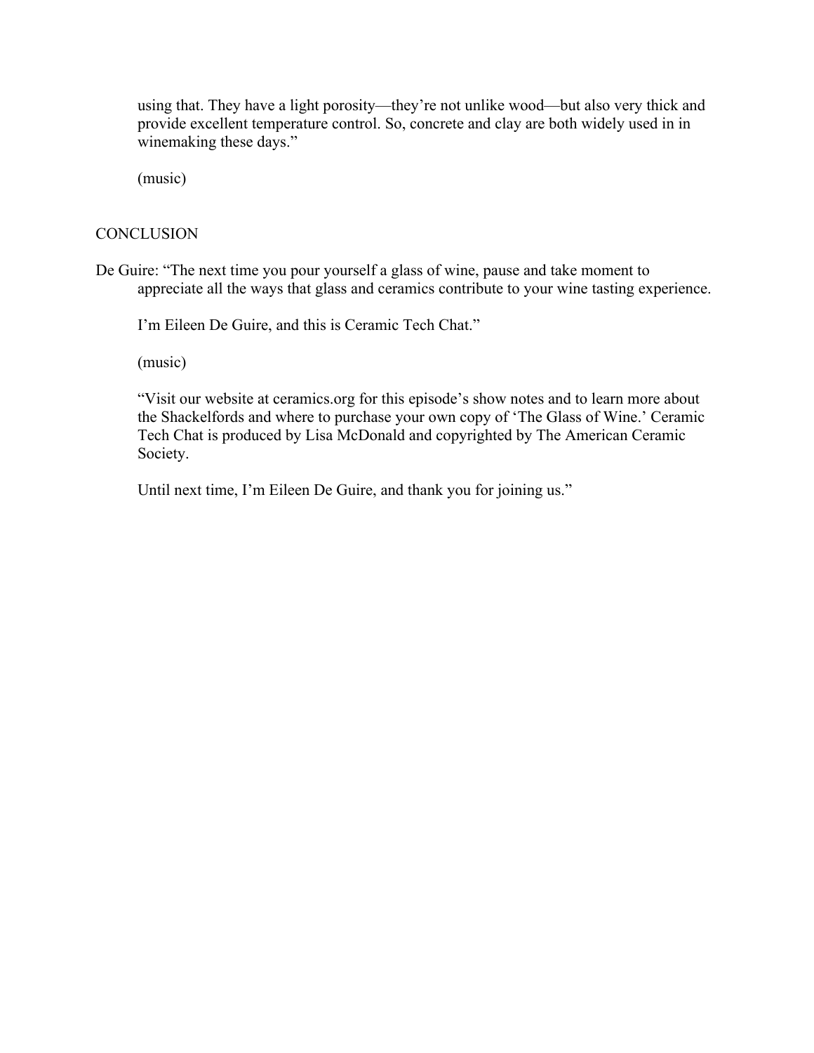using that. They have a light porosity—they're not unlike wood—but also very thick and provide excellent temperature control. So, concrete and clay are both widely used in in winemaking these days."

(music)

CONCLUSION

De Guire: "The next time you pour yourself a glass of wine, pause and take moment to appreciate all the ways that glass and ceramics contribute to your wine tasting experience.

I'm Eileen De Guire, and this is Ceramic Tech Chat."

(music)

"Visit our website at ceramics.org for this episode's show notes and to learn more about the Shackelfords and where to purchase your own copy of 'The Glass of Wine.' Ceramic Tech Chat is produced by Lisa McDonald and copyrighted by The American Ceramic Society.

Until next time, I'm Eileen De Guire, and thank you for joining us."